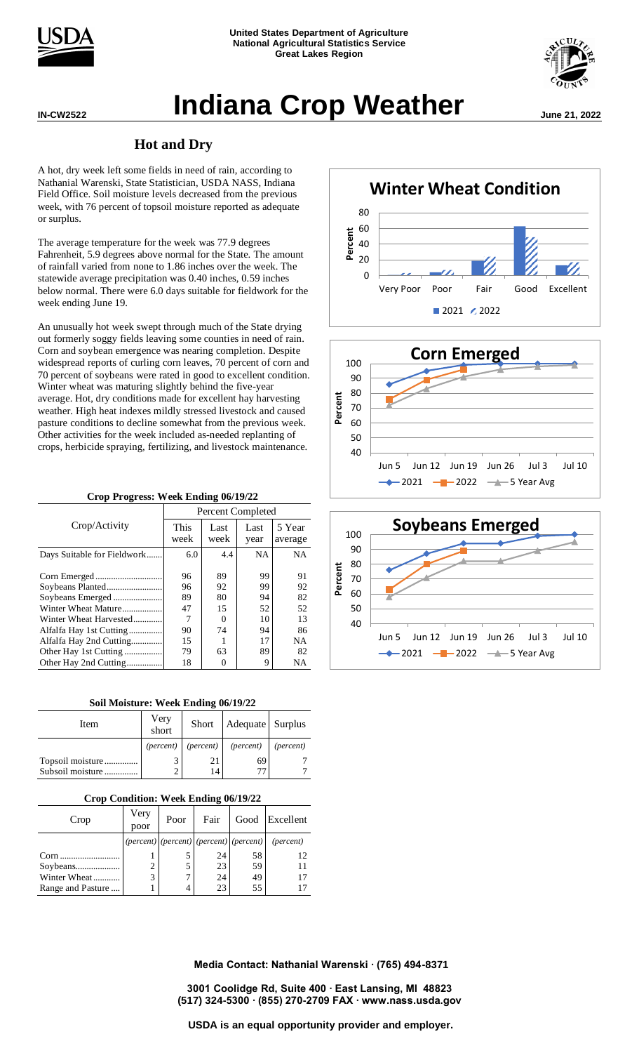United States Department of Agriculture
National Agricultural Statistics Service
Great Lakes Region

IN-CW2522

# Indiana Crop Weather

June 21, 2022

## Hot and Dry

A hot, dry week left some fields in need of rain, according to Nathanial Warenski, State Statistician, USDA NASS, Indiana Field Office. Soil moisture levels decreased from the previous week, with 76 percent of topsoil moisture reported as adequate or surplus.

The average temperature for the week was 77.9 degrees Fahrenheit, 5.9 degrees above normal for the State. The amount of rainfall varied from none to 1.86 inches over the week. The statewide average precipitation was 0.40 inches, 0.59 inches below normal. There were 6.0 days suitable for fieldwork for the week ending June 19.

An unusually hot week swept through much of the State drying out formerly soggy fields leaving some counties in need of rain. Corn and soybean emergence was nearing completion. Despite widespread reports of curling corn leaves, 70 percent of corn and 70 percent of soybeans were rated in good to excellent condition. Winter wheat was maturing slightly behind the five-year average. Hot, dry conditions made for excellent hay harvesting weather. High heat indexes mildly stressed livestock and caused pasture conditions to decline somewhat from the previous week. Other activities for the week included as-needed replanting of crops, herbicide spraying, fertilizing, and livestock maintenance.

**Crop Progress: Week Ending 06/19/22**

| Crop/Activity | Percent Completed | | | |
|---|---|---|---|---|
| | This week | Last week | Last year | 5 Year average |
| Days Suitable for Fieldwork | 6.0 | 4.4 | NA | NA |
| Corn Emerged | 96 | 89 | 99 | 91 |
| Soybeans Planted | 96 | 92 | 99 | 92 |
| Soybeans Emerged | 89 | 80 | 94 | 82 |
| Winter Wheat Mature | 47 | 15 | 52 | 52 |
| Winter Wheat Harvested | 7 | 0 | 10 | 13 |
| Alfalfa Hay 1st Cutting | 90 | 74 | 94 | 86 |
| Alfalfa Hay 2nd Cutting | 15 | 1 | 17 | NA |
| Other Hay 1st Cutting | 79 | 63 | 89 | 82 |
| Other Hay 2nd Cutting | 18 | 0 | 9 | NA |

**Soil Moisture: Week Ending 06/19/22**

| Item | Very short | Short | Adequate | Surplus |
|---|---|---|---|---|
| | *(percent)* | *(percent)* | *(percent)* | *(percent)* |
| Topsoil moisture | 3 | 21 | 69 | 7 |
| Subsoil moisture | 2 | 14 | 77 | 7 |

**Crop Condition: Week Ending 06/19/22**

| Crop | Very poor | Poor | Fair | Good | Excellent |
|---|---|---|---|---|---|
| | *(percent)* | *(percent)* | *(percent)* | *(percent)* | *(percent)* |
| Corn | 1 | 5 | 24 | 58 | 12 |
| Soybeans | 2 | 5 | 23 | 59 | 11 |
| Winter Wheat | 3 | 7 | 24 | 49 | 17 |
| Range and Pasture | 1 | 4 | 23 | 55 | 17 |

**Winter Wheat Condition**

Very Poor, Poor, Fair, Good, Excellent — Percent — 2021, 2022

**Corn Emerged**

Jun 5, Jun 12, Jun 19, Jun 26, Jul 3, Jul 10 — Percent — 2021, 2022, 5 Year Avg

**Soybeans Emerged**

Jun 5, Jun 12, Jun 19, Jun 26, Jul 3, Jul 10 — Percent — 2021, 2022, 5 Year Avg

**Media Contact: Nathanial Warenski · (765) 494-8371**

**3001 Coolidge Rd, Suite 400 · East Lansing, MI 48823**
**(517) 324-5300 · (855) 270-2709 FAX · www.nass.usda.gov**

**USDA is an equal opportunity provider and employer.**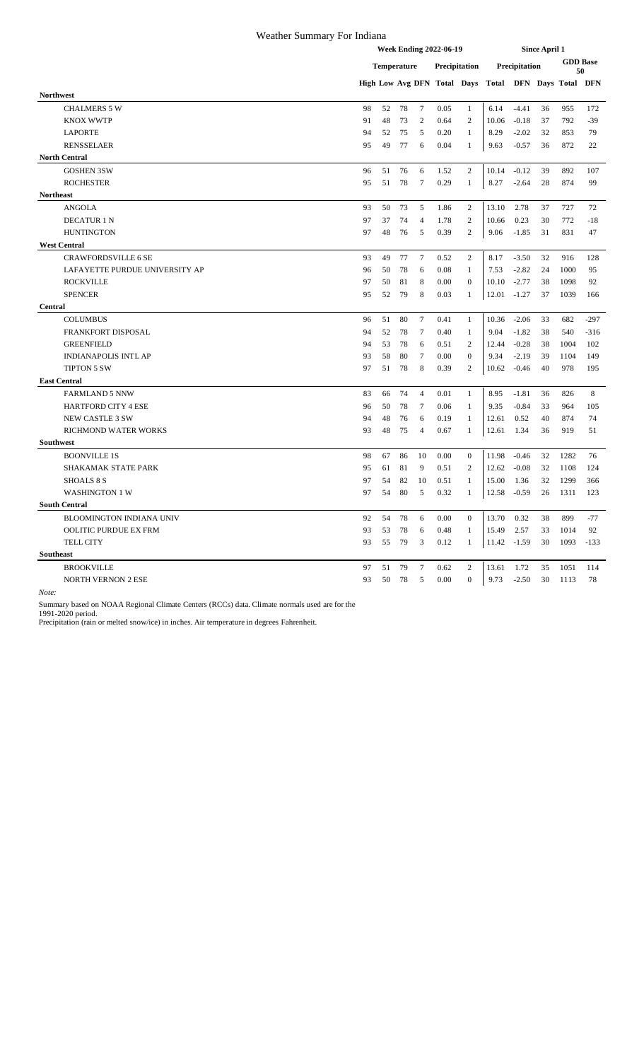# Weather Summary For Indiana

| | Week Ending 2022-06-19 | | | | | | Since April 1 | | | | |
|---|---|---|---|---|---|---|---|---|---|---|---|
| | Temperature | | | | Precipitation | | Precipitation | | | GDD Base 50 | |
| | High | Low | Avg | DFN | Total | Days | Total | DFN | Days | Total | DFN |
| **Northwest** | | | | | | | | | | | |
| CHALMERS 5 W | 98 | 52 | 78 | 7 | 0.05 | 1 | 6.14 | -4.41 | 36 | 955 | 172 |
| KNOX WWTP | 91 | 48 | 73 | 2 | 0.64 | 2 | 10.06 | -0.18 | 37 | 792 | -39 |
| LAPORTE | 94 | 52 | 75 | 5 | 0.20 | 1 | 8.29 | -2.02 | 32 | 853 | 79 |
| RENSSELAER | 95 | 49 | 77 | 6 | 0.04 | 1 | 9.63 | -0.57 | 36 | 872 | 22 |
| **North Central** | | | | | | | | | | | |
| GOSHEN 3SW | 96 | 51 | 76 | 6 | 1.52 | 2 | 10.14 | -0.12 | 39 | 892 | 107 |
| ROCHESTER | 95 | 51 | 78 | 7 | 0.29 | 1 | 8.27 | -2.64 | 28 | 874 | 99 |
| **Northeast** | | | | | | | | | | | |
| ANGOLA | 93 | 50 | 73 | 5 | 1.86 | 2 | 13.10 | 2.78 | 37 | 727 | 72 |
| DECATUR 1 N | 97 | 37 | 74 | 4 | 1.78 | 2 | 10.66 | 0.23 | 30 | 772 | -18 |
| HUNTINGTON | 97 | 48 | 76 | 5 | 0.39 | 2 | 9.06 | -1.85 | 31 | 831 | 47 |
| **West Central** | | | | | | | | | | | |
| CRAWFORDSVILLE 6 SE | 93 | 49 | 77 | 7 | 0.52 | 2 | 8.17 | -3.50 | 32 | 916 | 128 |
| LAFAYETTE PURDUE UNIVERSITY AP | 96 | 50 | 78 | 6 | 0.08 | 1 | 7.53 | -2.82 | 24 | 1000 | 95 |
| ROCKVILLE | 97 | 50 | 81 | 8 | 0.00 | 0 | 10.10 | -2.77 | 38 | 1098 | 92 |
| SPENCER | 95 | 52 | 79 | 8 | 0.03 | 1 | 12.01 | -1.27 | 37 | 1039 | 166 |
| **Central** | | | | | | | | | | | |
| COLUMBUS | 96 | 51 | 80 | 7 | 0.41 | 1 | 10.36 | -2.06 | 33 | 682 | -297 |
| FRANKFORT DISPOSAL | 94 | 52 | 78 | 7 | 0.40 | 1 | 9.04 | -1.82 | 38 | 540 | -316 |
| GREENFIELD | 94 | 53 | 78 | 6 | 0.51 | 2 | 12.44 | -0.28 | 38 | 1004 | 102 |
| INDIANAPOLIS INTL AP | 93 | 58 | 80 | 7 | 0.00 | 0 | 9.34 | -2.19 | 39 | 1104 | 149 |
| TIPTON 5 SW | 97 | 51 | 78 | 8 | 0.39 | 2 | 10.62 | -0.46 | 40 | 978 | 195 |
| **East Central** | | | | | | | | | | | |
| FARMLAND 5 NNW | 83 | 66 | 74 | 4 | 0.01 | 1 | 8.95 | -1.81 | 36 | 826 | 8 |
| HARTFORD CITY 4 ESE | 96 | 50 | 78 | 7 | 0.06 | 1 | 9.35 | -0.84 | 33 | 964 | 105 |
| NEW CASTLE 3 SW | 94 | 48 | 76 | 6 | 0.19 | 1 | 12.61 | 0.52 | 40 | 874 | 74 |
| RICHMOND WATER WORKS | 93 | 48 | 75 | 4 | 0.67 | 1 | 12.61 | 1.34 | 36 | 919 | 51 |
| **Southwest** | | | | | | | | | | | |
| BOONVILLE 1S | 98 | 67 | 86 | 10 | 0.00 | 0 | 11.98 | -0.46 | 32 | 1282 | 76 |
| SHAKAMAK STATE PARK | 95 | 61 | 81 | 9 | 0.51 | 2 | 12.62 | -0.08 | 32 | 1108 | 124 |
| SHOALS 8 S | 97 | 54 | 82 | 10 | 0.51 | 1 | 15.00 | 1.36 | 32 | 1299 | 366 |
| WASHINGTON 1 W | 97 | 54 | 80 | 5 | 0.32 | 1 | 12.58 | -0.59 | 26 | 1311 | 123 |
| **South Central** | | | | | | | | | | | |
| BLOOMINGTON INDIANA UNIV | 92 | 54 | 78 | 6 | 0.00 | 0 | 13.70 | 0.32 | 38 | 899 | -77 |
| OOLITIC PURDUE EX FRM | 93 | 53 | 78 | 6 | 0.48 | 1 | 15.49 | 2.57 | 33 | 1014 | 92 |
| TELL CITY | 93 | 55 | 79 | 3 | 0.12 | 1 | 11.42 | -1.59 | 30 | 1093 | -133 |
| **Southeast** | | | | | | | | | | | |
| BROOKVILLE | 97 | 51 | 79 | 7 | 0.62 | 2 | 13.61 | 1.72 | 35 | 1051 | 114 |
| NORTH VERNON 2 ESE | 93 | 50 | 78 | 5 | 0.00 | 0 | 9.73 | -2.50 | 30 | 1113 | 78 |

*Note:*

Summary based on NOAA Regional Climate Centers (RCCs) data. Climate normals used are for the 1991-2020 period.
Precipitation (rain or melted snow/ice) in inches. Air temperature in degrees Fahrenheit.